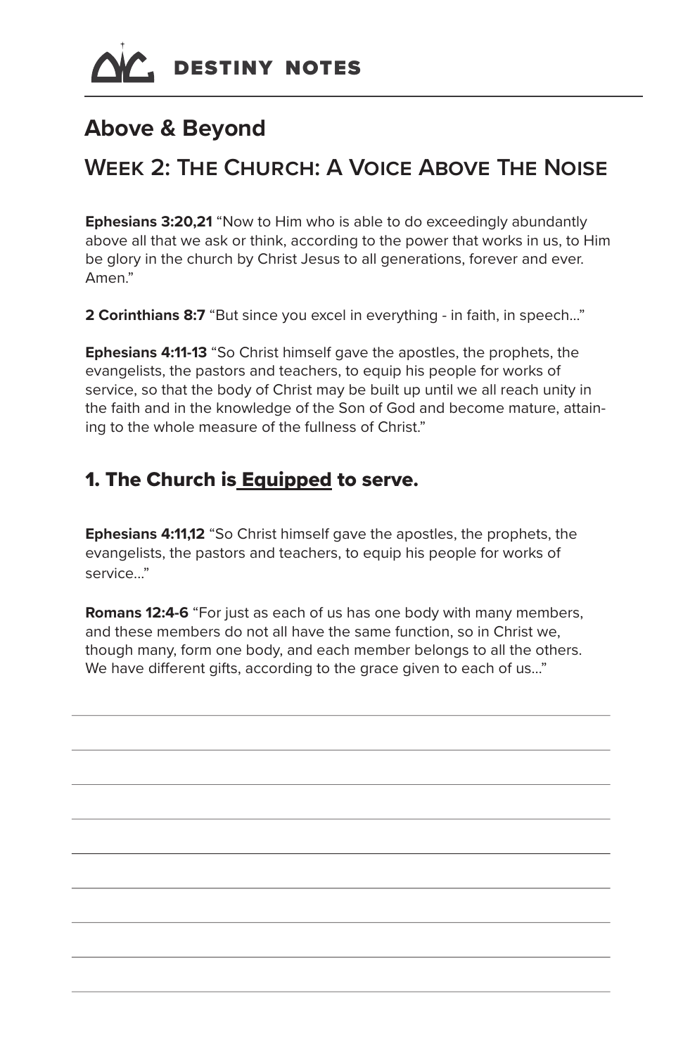DESTINY NOTES

# Above & Beyond

## Week 2: The Church: A Voice Above The Noise

**Ephesians 3:20,21** "Now to Him who is able to do exceedingly abundantly above all that we ask or think, according to the power that works in us, to Him be glory in the church by Christ Jesus to all generations, forever and ever. Amen."

**2 Corinthians 8:7** "But since you excel in everything - in faith, in speech..."

**Ephesians 4:11-13** "So Christ himself gave the apostles, the prophets, the evangelists, the pastors and teachers, to equip his people for works of service, so that the body of Christ may be built up until we all reach unity in the faith and in the knowledge of the Son of God and become mature, attaining to the whole measure of the fullness of Christ."

### 1. The Church is Equipped to serve.

**Ephesians 4:11,12** "So Christ himself gave the apostles, the prophets, the evangelists, the pastors and teachers, to equip his people for works of service..."

**Romans 12:4-6** "For just as each of us has one body with many members, and these members do not all have the same function, so in Christ we, though many, form one body, and each member belongs to all the others. We have different gifts, according to the grace given to each of us..."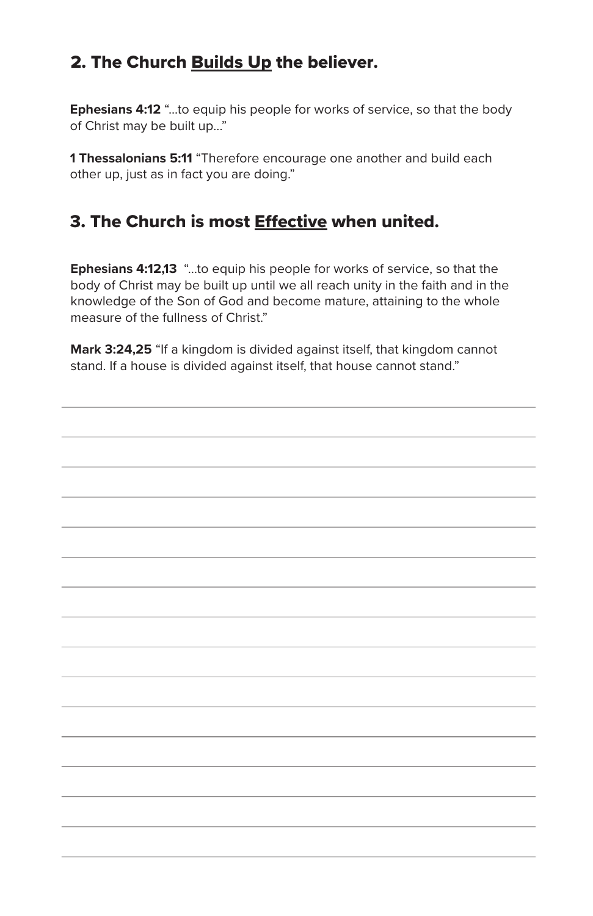## 2. The Church <u>Builds Up</u> the believer.

**Ephesians 4:12** "...to equip his people for works of service, so that the body of Christ may be built up..."

**1 Thessalonians 5:11** "Therefore encourage one another and build each other up, just as in fact you are doing."

## 3. The Church is most <u>Effective</u> when united.

**Ephesians 4:12,13** "...to equip his people for works of service, so that the body of Christ may be built up until we all reach unity in the faith and in the knowledge of the Son of God and become mature, attaining to the whole measure of the fullness of Christ."

**Mark 3:24,25** "If a kingdom is divided against itself, that kingdom cannot stand. If a house is divided against itself, that house cannot stand."